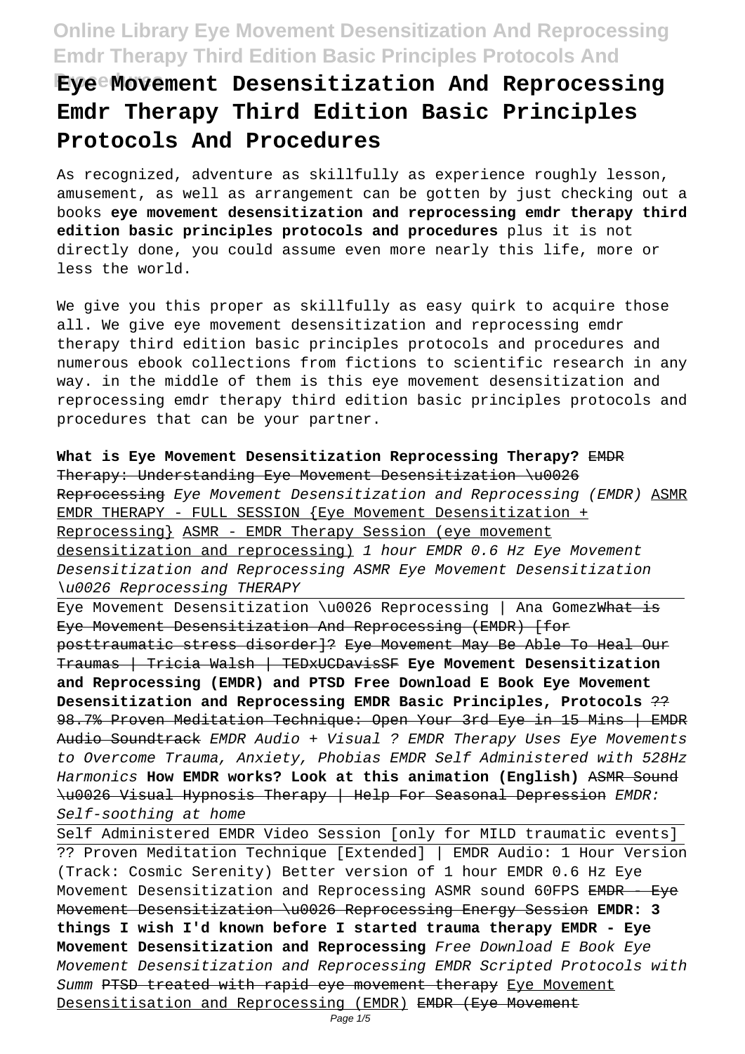# Eye Movement Desensitization And Reprocessing Emdr Therapy Third Edition Basic Principles Protocols And Procedures

As recognized, adventure as skillfully as experience roughly lesson, amusement, as well as arrangement can be gotten by just checking out a books **eye movement desensitization and reprocessing emdr therapy third edition basic principles protocols and procedures** plus it is not directly done, you could assume even more nearly this life, more or less the world.

We give you this proper as skillfully as easy quirk to acquire those all. We give eye movement desensitization and reprocessing emdr therapy third edition basic principles protocols and procedures and numerous ebook collections from fictions to scientific research in any way. in the middle of them is this eye movement desensitization and reprocessing emdr therapy third edition basic principles protocols and procedures that can be your partner.

**What is Eye Movement Desensitization Reprocessing Therapy?** ~~EMDR Therapy: Understanding Eye Movement Desensitization \u0026 Reprocessing~~ *Eye Movement Desensitization and Reprocessing (EMDR)* ASMR EMDR THERAPY - FULL SESSION {Eye Movement Desensitization + Reprocessing} ASMR - EMDR Therapy Session (eye movement desensitization and reprocessing) *1 hour EMDR 0.6 Hz Eye Movement Desensitization and Reprocessing ASMR Eye Movement Desensitization \u0026 Reprocessing THERAPY*

Eye Movement Desensitization \u0026 Reprocessing | Ana Gomez~~What is Eye Movement Desensitization And Reprocessing (EMDR) [for posttraumatic stress disorder]?~~ ~~Eye Movement May Be Able To Heal Our Traumas | Tricia Walsh | TEDxUCDavisSF~~ **Eye Movement Desensitization and Reprocessing (EMDR) and PTSD Free Download E Book Eye Movement Desensitization and Reprocessing EMDR Basic Principles, Protocols** ~~?? 98.7% Proven Meditation Technique: Open Your 3rd Eye in 15 Mins | EMDR Audio Soundtrack~~ *EMDR Audio + Visual ? EMDR Therapy Uses Eye Movements to Overcome Trauma, Anxiety, Phobias EMDR Self Administered with 528Hz Harmonics* **How EMDR works? Look at this animation (English)** ~~ASMR Sound \u0026 Visual Hypnosis Therapy | Help For Seasonal Depression~~ *EMDR: Self-soothing at home*

Self Administered EMDR Video Session [only for MILD traumatic events] ?? Proven Meditation Technique [Extended] | EMDR Audio: 1 Hour Version (Track: Cosmic Serenity) Better version of 1 hour EMDR 0.6 Hz Eye Movement Desensitization and Reprocessing ASMR sound 60FPS ~~EMDR - Eye Movement Desensitization \u0026 Reprocessing Energy Session~~ **EMDR: 3 things I wish I'd known before I started trauma therapy EMDR - Eye Movement Desensitization and Reprocessing** *Free Download E Book Eye Movement Desensitization and Reprocessing EMDR Scripted Protocols with Summ* ~~PTSD treated with rapid eye movement therapy~~ Eye Movement Desensitisation and Reprocessing (EMDR) ~~EMDR (Eye Movement~~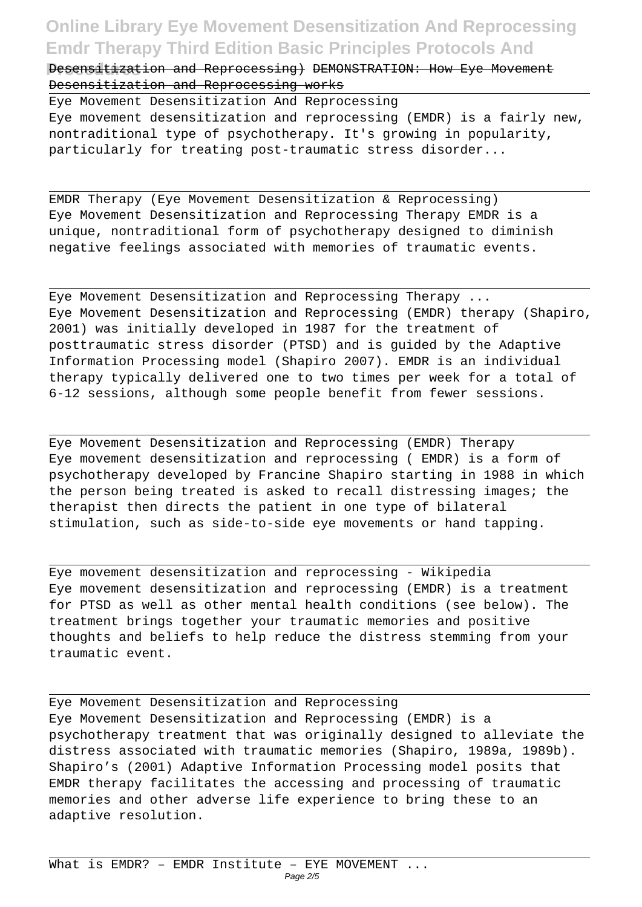Desensitization and Reprocessing) ~~DEMONSTRATION: How Eye Movement Desensitization and Reprocessing works~~

Eye Movement Desensitization And Reprocessing
Eye movement desensitization and reprocessing (EMDR) is a fairly new, nontraditional type of psychotherapy. It's growing in popularity, particularly for treating post-traumatic stress disorder...

EMDR Therapy (Eye Movement Desensitization & Reprocessing)
Eye Movement Desensitization and Reprocessing Therapy EMDR is a unique, nontraditional form of psychotherapy designed to diminish negative feelings associated with memories of traumatic events.

Eye Movement Desensitization and Reprocessing Therapy ...
Eye Movement Desensitization and Reprocessing (EMDR) therapy (Shapiro, 2001) was initially developed in 1987 for the treatment of posttraumatic stress disorder (PTSD) and is guided by the Adaptive Information Processing model (Shapiro 2007). EMDR is an individual therapy typically delivered one to two times per week for a total of 6-12 sessions, although some people benefit from fewer sessions.

Eye Movement Desensitization and Reprocessing (EMDR) Therapy
Eye movement desensitization and reprocessing ( EMDR) is a form of psychotherapy developed by Francine Shapiro starting in 1988 in which the person being treated is asked to recall distressing images; the therapist then directs the patient in one type of bilateral stimulation, such as side-to-side eye movements or hand tapping.

Eye movement desensitization and reprocessing - Wikipedia
Eye movement desensitization and reprocessing (EMDR) is a treatment for PTSD as well as other mental health conditions (see below). The treatment brings together your traumatic memories and positive thoughts and beliefs to help reduce the distress stemming from your traumatic event.

Eye Movement Desensitization and Reprocessing
Eye Movement Desensitization and Reprocessing (EMDR) is a psychotherapy treatment that was originally designed to alleviate the distress associated with traumatic memories (Shapiro, 1989a, 1989b). Shapiro's (2001) Adaptive Information Processing model posits that EMDR therapy facilitates the accessing and processing of traumatic memories and other adverse life experience to bring these to an adaptive resolution.

What is EMDR? – EMDR Institute – EYE MOVEMENT ...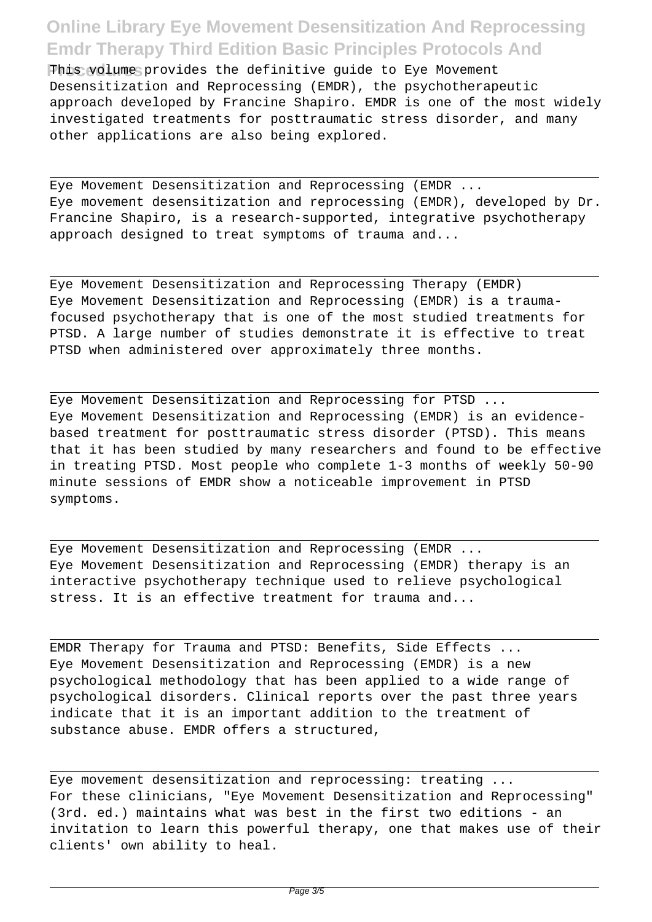This volume provides the definitive guide to Eye Movement Desensitization and Reprocessing (EMDR), the psychotherapeutic approach developed by Francine Shapiro. EMDR is one of the most widely investigated treatments for posttraumatic stress disorder, and many other applications are also being explored.

Eye Movement Desensitization and Reprocessing (EMDR ...

Eye movement desensitization and reprocessing (EMDR), developed by Dr. Francine Shapiro, is a research-supported, integrative psychotherapy approach designed to treat symptoms of trauma and...

Eye Movement Desensitization and Reprocessing Therapy (EMDR)

Eye Movement Desensitization and Reprocessing (EMDR) is a trauma-focused psychotherapy that is one of the most studied treatments for PTSD. A large number of studies demonstrate it is effective to treat PTSD when administered over approximately three months.

Eye Movement Desensitization and Reprocessing for PTSD ...

Eye Movement Desensitization and Reprocessing (EMDR) is an evidence-based treatment for posttraumatic stress disorder (PTSD). This means that it has been studied by many researchers and found to be effective in treating PTSD. Most people who complete 1-3 months of weekly 50-90 minute sessions of EMDR show a noticeable improvement in PTSD symptoms.

Eye Movement Desensitization and Reprocessing (EMDR ...

Eye Movement Desensitization and Reprocessing (EMDR) therapy is an interactive psychotherapy technique used to relieve psychological stress. It is an effective treatment for trauma and...

EMDR Therapy for Trauma and PTSD: Benefits, Side Effects ...

Eye Movement Desensitization and Reprocessing (EMDR) is a new psychological methodology that has been applied to a wide range of psychological disorders. Clinical reports over the past three years indicate that it is an important addition to the treatment of substance abuse. EMDR offers a structured,

Eye movement desensitization and reprocessing: treating ...

For these clinicians, "Eye Movement Desensitization and Reprocessing" (3rd. ed.) maintains what was best in the first two editions - an invitation to learn this powerful therapy, one that makes use of their clients' own ability to heal.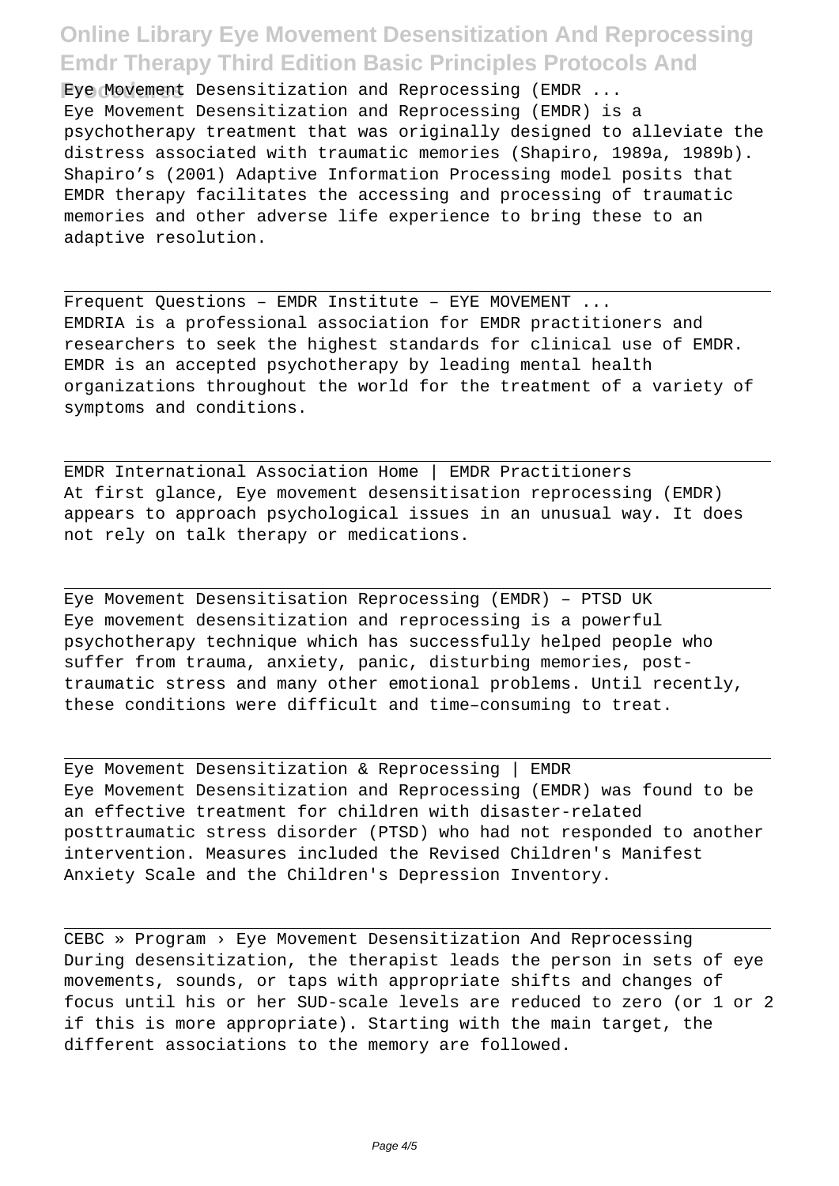Eye Movement Desensitization and Reprocessing (EMDR ...
Eye Movement Desensitization and Reprocessing (EMDR) is a psychotherapy treatment that was originally designed to alleviate the distress associated with traumatic memories (Shapiro, 1989a, 1989b). Shapiro's (2001) Adaptive Information Processing model posits that EMDR therapy facilitates the accessing and processing of traumatic memories and other adverse life experience to bring these to an adaptive resolution.

---

Frequent Questions – EMDR Institute – EYE MOVEMENT ...
EMDRIA is a professional association for EMDR practitioners and researchers to seek the highest standards for clinical use of EMDR. EMDR is an accepted psychotherapy by leading mental health organizations throughout the world for the treatment of a variety of symptoms and conditions.

---

EMDR International Association Home | EMDR Practitioners
At first glance, Eye movement desensitisation reprocessing (EMDR) appears to approach psychological issues in an unusual way. It does not rely on talk therapy or medications.

---

Eye Movement Desensitisation Reprocessing (EMDR) – PTSD UK
Eye movement desensitization and reprocessing is a powerful psychotherapy technique which has successfully helped people who suffer from trauma, anxiety, panic, disturbing memories, post-traumatic stress and many other emotional problems. Until recently, these conditions were difficult and time–consuming to treat.

---

Eye Movement Desensitization & Reprocessing | EMDR
Eye Movement Desensitization and Reprocessing (EMDR) was found to be an effective treatment for children with disaster-related posttraumatic stress disorder (PTSD) who had not responded to another intervention. Measures included the Revised Children's Manifest Anxiety Scale and the Children's Depression Inventory.

---

CEBC » Program › Eye Movement Desensitization And Reprocessing
During desensitization, the therapist leads the person in sets of eye movements, sounds, or taps with appropriate shifts and changes of focus until his or her SUD-scale levels are reduced to zero (or 1 or 2 if this is more appropriate). Starting with the main target, the different associations to the memory are followed.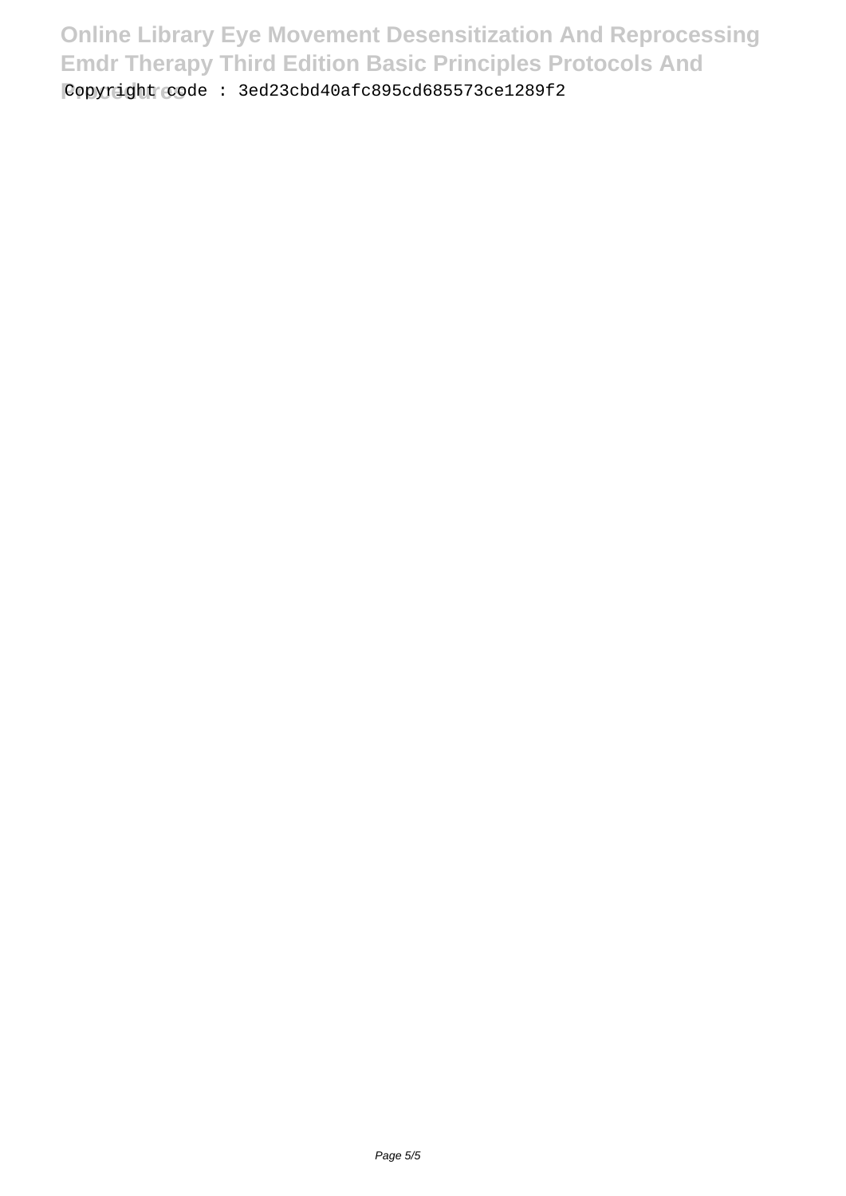Copyright code : 3ed23cbd40afc895cd685573ce1289f2